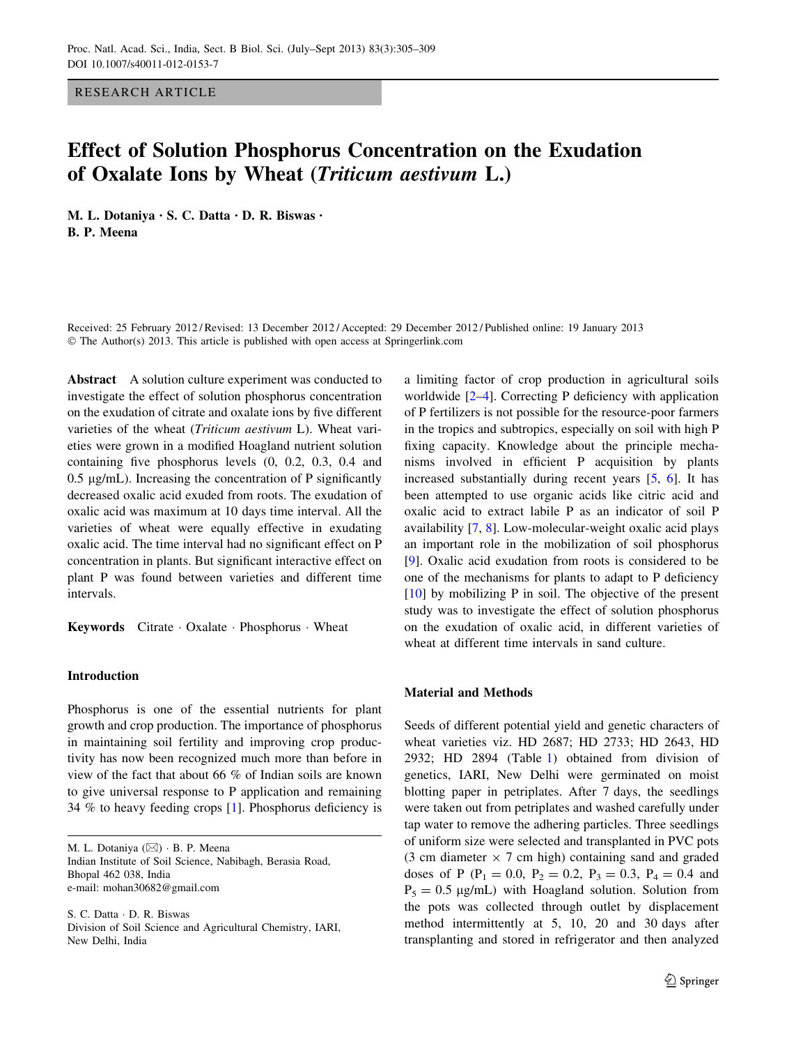RESEARCH ARTICLE

# Effect of Solution Phosphorus Concentration on the Exudation of Oxalate Ions by Wheat (*Triticum aestivum* L.)

M. L. Dotaniya · S. C. Datta · D. R. Biswas · B. P. Meena

Received: 25 February 2012 / Revised: 13 December 2012 / Accepted: 29 December 2012 / Published online: 19 January 2013
© The Author(s) 2013. This article is published with open access at Springerlink.com

**Abstract** A solution culture experiment was conducted to investigate the effect of solution phosphorus concentration on the exudation of citrate and oxalate ions by five different varieties of the wheat (*Triticum aestivum* L). Wheat varieties were grown in a modified Hoagland nutrient solution containing five phosphorus levels (0, 0.2, 0.3, 0.4 and 0.5 μg/mL). Increasing the concentration of P significantly decreased oxalic acid exuded from roots. The exudation of oxalic acid was maximum at 10 days time interval. All the varieties of wheat were equally effective in exudating oxalic acid. The time interval had no significant effect on P concentration in plants. But significant interactive effect on plant P was found between varieties and different time intervals.

**Keywords** Citrate · Oxalate · Phosphorus · Wheat

## Introduction

Phosphorus is one of the essential nutrients for plant growth and crop production. The importance of phosphorus in maintaining soil fertility and improving crop productivity has now been recognized much more than before in view of the fact that about 66 % of Indian soils are known to give universal response to P application and remaining 34 % to heavy feeding crops [1]. Phosphorus deficiency is a limiting factor of crop production in agricultural soils worldwide [2–4]. Correcting P deficiency with application of P fertilizers is not possible for the resource-poor farmers in the tropics and subtropics, especially on soil with high P fixing capacity. Knowledge about the principle mechanisms involved in efficient P acquisition by plants increased substantially during recent years [5, 6]. It has been attempted to use organic acids like citric acid and oxalic acid to extract labile P as an indicator of soil P availability [7, 8]. Low-molecular-weight oxalic acid plays an important role in the mobilization of soil phosphorus [9]. Oxalic acid exudation from roots is considered to be one of the mechanisms for plants to adapt to P deficiency [10] by mobilizing P in soil. The objective of the present study was to investigate the effect of solution phosphorus on the exudation of oxalic acid, in different varieties of wheat at different time intervals in sand culture.

M. L. Dotaniya (✉) · B. P. Meena
Indian Institute of Soil Science, Nabibagh, Berasia Road, Bhopal 462 038, India
e-mail: mohan30682@gmail.com

S. C. Datta · D. R. Biswas
Division of Soil Science and Agricultural Chemistry, IARI, New Delhi, India

## Material and Methods

Seeds of different potential yield and genetic characters of wheat varieties viz. HD 2687; HD 2733; HD 2643, HD 2932; HD 2894 (Table 1) obtained from division of genetics, IARI, New Delhi were germinated on moist blotting paper in petriplates. After 7 days, the seedlings were taken out from petriplates and washed carefully under tap water to remove the adhering particles. Three seedlings of uniform size were selected and transplanted in PVC pots (3 cm diameter × 7 cm high) containing sand and graded doses of P ($P_1 = 0.0$, $P_2 = 0.2$, $P_3 = 0.3$, $P_4 = 0.4$ and $P_5 = 0.5$ μg/mL) with Hoagland solution. Solution from the pots was collected through outlet by displacement method intermittently at 5, 10, 20 and 30 days after transplanting and stored in refrigerator and then analyzed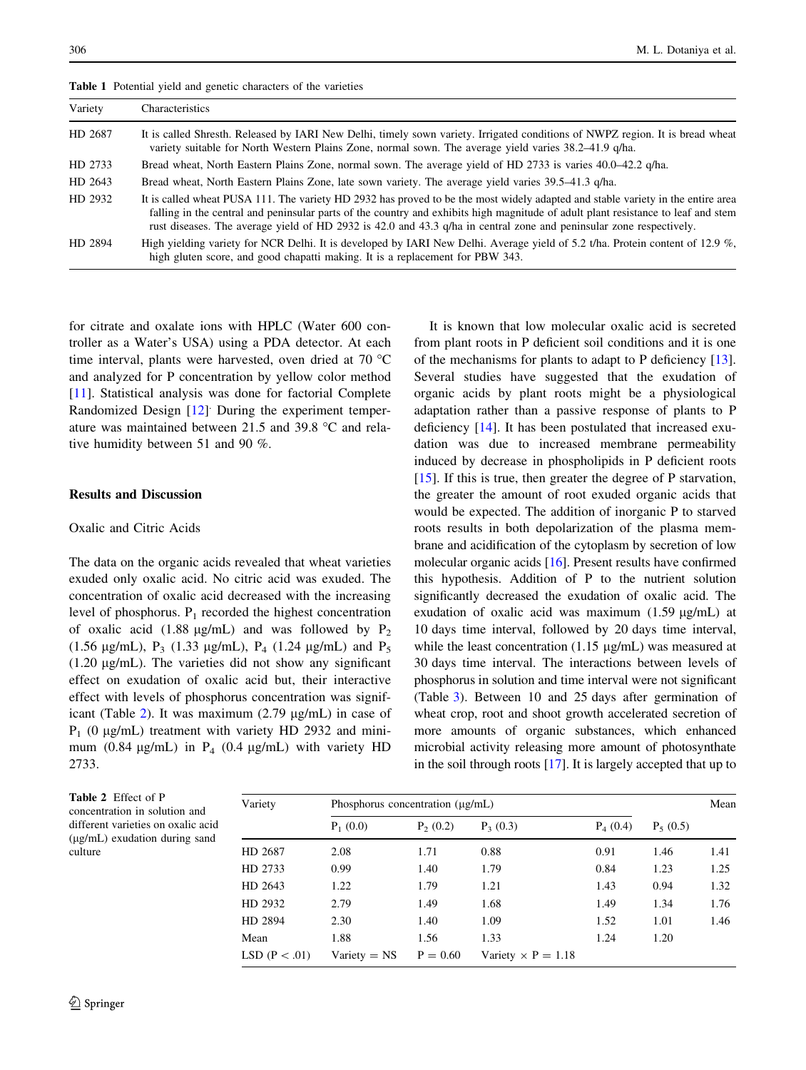**Table 1** Potential yield and genetic characters of the varieties

| Variety | Characteristics |
|---|---|
| HD 2687 | It is called Shresth. Released by IARI New Delhi, timely sown variety. Irrigated conditions of NWPZ region. It is bread wheat variety suitable for North Western Plains Zone, normal sown. The average yield varies 38.2–41.9 q/ha. |
| HD 2733 | Bread wheat, North Eastern Plains Zone, normal sown. The average yield of HD 2733 is varies 40.0–42.2 q/ha. |
| HD 2643 | Bread wheat, North Eastern Plains Zone, late sown variety. The average yield varies 39.5–41.3 q/ha. |
| HD 2932 | It is called wheat PUSA 111. The variety HD 2932 has proved to be the most widely adapted and stable variety in the entire area falling in the central and peninsular parts of the country and exhibits high magnitude of adult plant resistance to leaf and stem rust diseases. The average yield of HD 2932 is 42.0 and 43.3 q/ha in central zone and peninsular zone respectively. |
| HD 2894 | High yielding variety for NCR Delhi. It is developed by IARI New Delhi. Average yield of 5.2 t/ha. Protein content of 12.9 %, high gluten score, and good chapatti making. It is a replacement for PBW 343. |

for citrate and oxalate ions with HPLC (Water 600 controller as a Water's USA) using a PDA detector. At each time interval, plants were harvested, oven dried at 70 °C and analyzed for P concentration by yellow color method [11]. Statistical analysis was done for factorial Complete Randomized Design [12]. During the experiment temperature was maintained between 21.5 and 39.8 °C and relative humidity between 51 and 90 %.

## Results and Discussion

### Oxalic and Citric Acids

The data on the organic acids revealed that wheat varieties exuded only oxalic acid. No citric acid was exuded. The concentration of oxalic acid decreased with the increasing level of phosphorus. $P_1$ recorded the highest concentration of oxalic acid (1.88 µg/mL) and was followed by $P_2$ (1.56 µg/mL), $P_3$ (1.33 µg/mL), $P_4$ (1.24 µg/mL) and $P_5$ (1.20 µg/mL). The varieties did not show any significant effect on exudation of oxalic acid but, their interactive effect with levels of phosphorus concentration was significant (Table 2). It was maximum (2.79 µg/mL) in case of $P_1$ (0 µg/mL) treatment with variety HD 2932 and minimum (0.84 µg/mL) in $P_4$ (0.4 µg/mL) with variety HD 2733.

It is known that low molecular oxalic acid is secreted from plant roots in P deficient soil conditions and it is one of the mechanisms for plants to adapt to P deficiency [13]. Several studies have suggested that the exudation of organic acids by plant roots might be a physiological adaptation rather than a passive response of plants to P deficiency [14]. It has been postulated that increased exudation was due to increased membrane permeability induced by decrease in phospholipids in P deficient roots [15]. If this is true, then greater the degree of P starvation, the greater the amount of root exuded organic acids that would be expected. The addition of inorganic P to starved roots results in both depolarization of the plasma membrane and acidification of the cytoplasm by secretion of low molecular organic acids [16]. Present results have confirmed this hypothesis. Addition of P to the nutrient solution significantly decreased the exudation of oxalic acid. The exudation of oxalic acid was maximum (1.59 µg/mL) at 10 days time interval, followed by 20 days time interval, while the least concentration (1.15 µg/mL) was measured at 30 days time interval. The interactions between levels of phosphorus in solution and time interval were not significant (Table 3). Between 10 and 25 days after germination of wheat crop, root and shoot growth accelerated secretion of more amounts of organic substances, which enhanced microbial activity releasing more amount of photosynthate in the soil through roots [17]. It is largely accepted that up to

**Table 2** Effect of P concentration in solution and different varieties on oxalic acid (µg/mL) exudation during sand culture

| Variety | Phosphorus concentration (µg/mL) | | | | | Mean |
|---|---|---|---|---|---|---|
| | $P_1$ (0.0) | $P_2$ (0.2) | $P_3$ (0.3) | $P_4$ (0.4) | $P_5$ (0.5) | |
| HD 2687 | 2.08 | 1.71 | 0.88 | 0.91 | 1.46 | 1.41 |
| HD 2733 | 0.99 | 1.40 | 1.79 | 0.84 | 1.23 | 1.25 |
| HD 2643 | 1.22 | 1.79 | 1.21 | 1.43 | 0.94 | 1.32 |
| HD 2932 | 2.79 | 1.49 | 1.68 | 1.49 | 1.34 | 1.76 |
| HD 2894 | 2.30 | 1.40 | 1.09 | 1.52 | 1.01 | 1.46 |
| Mean | 1.88 | 1.56 | 1.33 | 1.24 | 1.20 | |
| LSD ($P < .01$) | Variety = NS | P = 0.60 | Variety × P = 1.18 | | | |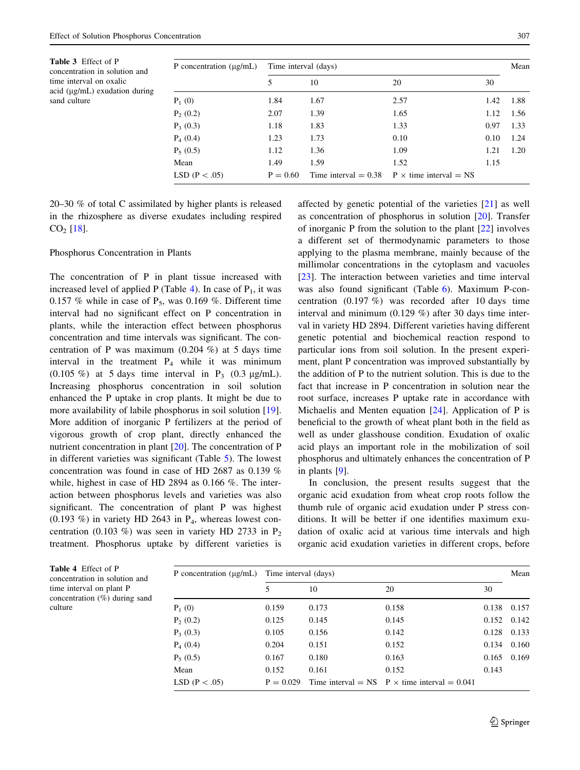Table 3 Effect of P concentration in solution and time interval on oxalic acid (μg/mL) exudation during sand culture

| P concentration (μg/mL) | Time interval (days) | | | | Mean |
|---|---|---|---|---|---|
| | 5 | 10 | 20 | 30 | |
| $P_1$ (0) | 1.84 | 1.67 | 2.57 | 1.42 | 1.88 |
| $P_2$ (0.2) | 2.07 | 1.39 | 1.65 | 1.12 | 1.56 |
| $P_3$ (0.3) | 1.18 | 1.83 | 1.33 | 0.97 | 1.33 |
| $P_4$ (0.4) | 1.23 | 1.73 | 0.10 | 0.10 | 1.24 |
| $P_5$ (0.5) | 1.12 | 1.36 | 1.09 | 1.21 | 1.20 |
| Mean | 1.49 | 1.59 | 1.52 | 1.15 | |
| LSD ($P < .05$) | P = 0.60 | Time interval = 0.38 | P × time interval = NS | | |

20–30 % of total C assimilated by higher plants is released in the rhizosphere as diverse exudates including respired $CO_2$ [18].

Phosphorus Concentration in Plants

The concentration of P in plant tissue increased with increased level of applied P (Table 4). In case of $P_1$, it was 0.157 % while in case of $P_5$, was 0.169 %. Different time interval had no significant effect on P concentration in plants, while the interaction effect between phosphorus concentration and time intervals was significant. The concentration of P was maximum (0.204 %) at 5 days time interval in the treatment $P_4$ while it was minimum (0.105 %) at 5 days time interval in $P_3$ (0.3 μg/mL). Increasing phosphorus concentration in soil solution enhanced the P uptake in crop plants. It might be due to more availability of labile phosphorus in soil solution [19]. More addition of inorganic P fertilizers at the period of vigorous growth of crop plant, directly enhanced the nutrient concentration in plant [20]. The concentration of P in different varieties was significant (Table 5). The lowest concentration was found in case of HD 2687 as 0.139 % while, highest in case of HD 2894 as 0.166 %. The interaction between phosphorus levels and varieties was also significant. The concentration of plant P was highest (0.193 %) in variety HD 2643 in $P_4$, whereas lowest concentration (0.103 %) was seen in variety HD 2733 in $P_2$ treatment. Phosphorus uptake by different varieties is affected by genetic potential of the varieties [21] as well as concentration of phosphorus in solution [20]. Transfer of inorganic P from the solution to the plant [22] involves a different set of thermodynamic parameters to those applying to the plasma membrane, mainly because of the millimolar concentrations in the cytoplasm and vacuoles [23]. The interaction between varieties and time interval was also found significant (Table 6). Maximum P-concentration (0.197 %) was recorded after 10 days time interval and minimum (0.129 %) after 30 days time interval in variety HD 2894. Different varieties having different genetic potential and biochemical reaction respond to particular ions from soil solution. In the present experiment, plant P concentration was improved substantially by the addition of P to the nutrient solution. This is due to the fact that increase in P concentration in solution near the root surface, increases P uptake rate in accordance with Michaelis and Menten equation [24]. Application of P is beneficial to the growth of wheat plant both in the field as well as under glasshouse condition. Exudation of oxalic acid plays an important role in the mobilization of soil phosphorus and ultimately enhances the concentration of P in plants [9].

In conclusion, the present results suggest that the organic acid exudation from wheat crop roots follow the thumb rule of organic acid exudation under P stress conditions. It will be better if one identifies maximum exudation of oxalic acid at various time intervals and high organic acid exudation varieties in different crops, before

Table 4 Effect of P concentration in solution and time interval on plant P concentration (%) during sand culture

| P concentration (μg/mL) | Time interval (days) | | | | Mean |
|---|---|---|---|---|---|
| | 5 | 10 | 20 | 30 | |
| $P_1$ (0) | 0.159 | 0.173 | 0.158 | 0.138 | 0.157 |
| $P_2$ (0.2) | 0.125 | 0.145 | 0.145 | 0.152 | 0.142 |
| $P_3$ (0.3) | 0.105 | 0.156 | 0.142 | 0.128 | 0.133 |
| $P_4$ (0.4) | 0.204 | 0.151 | 0.152 | 0.134 | 0.160 |
| $P_5$ (0.5) | 0.167 | 0.180 | 0.163 | 0.165 | 0.169 |
| Mean | 0.152 | 0.161 | 0.152 | 0.143 | |
| LSD ($P < .05$) | P = 0.029 | Time interval = NS | P × time interval = 0.041 | | |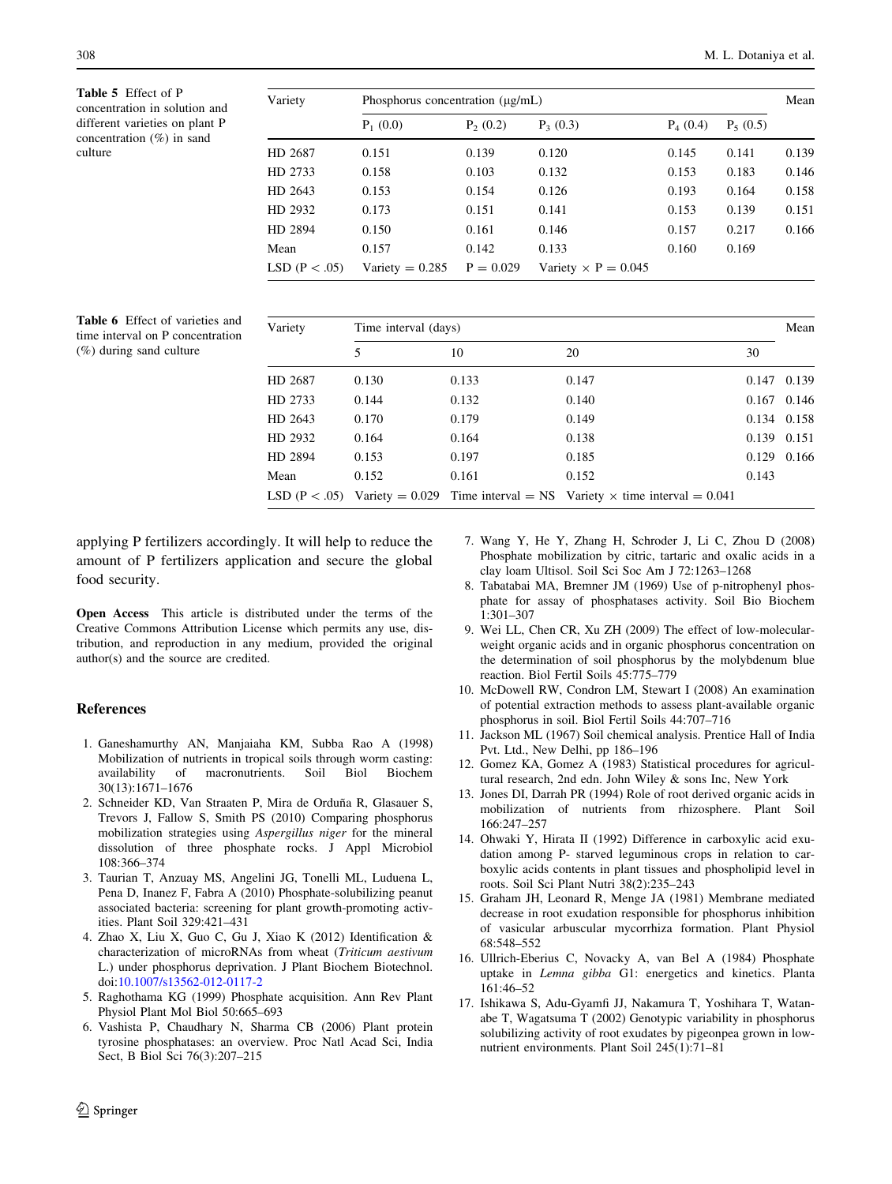**Table 5** Effect of P concentration in solution and different varieties on plant P concentration (%) in sand culture

| Variety | Phosphorus concentration (μg/mL) | | | | | Mean |
|---|---|---|---|---|---|---|
| | $P_1$ (0.0) | $P_2$ (0.2) | $P_3$ (0.3) | $P_4$ (0.4) | $P_5$ (0.5) | |
| HD 2687 | 0.151 | 0.139 | 0.120 | 0.145 | 0.141 | 0.139 |
| HD 2733 | 0.158 | 0.103 | 0.132 | 0.153 | 0.183 | 0.146 |
| HD 2643 | 0.153 | 0.154 | 0.126 | 0.193 | 0.164 | 0.158 |
| HD 2932 | 0.173 | 0.151 | 0.141 | 0.153 | 0.139 | 0.151 |
| HD 2894 | 0.150 | 0.161 | 0.146 | 0.157 | 0.217 | 0.166 |
| Mean | 0.157 | 0.142 | 0.133 | 0.160 | 0.169 | |
| LSD ($P < .05$) | Variety = 0.285 | P = 0.029 | Variety × P = 0.045 | | | |

**Table 6** Effect of varieties and time interval on P concentration (%) during sand culture

| Variety | Time interval (days) | | | | Mean |
|---|---|---|---|---|---|
| | 5 | 10 | 20 | 30 | |
| HD 2687 | 0.130 | 0.133 | 0.147 | 0.147 | 0.139 |
| HD 2733 | 0.144 | 0.132 | 0.140 | 0.167 | 0.146 |
| HD 2643 | 0.170 | 0.179 | 0.149 | 0.134 | 0.158 |
| HD 2932 | 0.164 | 0.164 | 0.138 | 0.139 | 0.151 |
| HD 2894 | 0.153 | 0.197 | 0.185 | 0.129 | 0.166 |
| Mean | 0.152 | 0.161 | 0.152 | 0.143 | |
| LSD ($P < .05$) | Variety = 0.029 | Time interval = NS | Variety × time interval = 0.041 | | |

applying P fertilizers accordingly. It will help to reduce the amount of P fertilizers application and secure the global food security.

**Open Access** This article is distributed under the terms of the Creative Commons Attribution License which permits any use, distribution, and reproduction in any medium, provided the original author(s) and the source are credited.

## References

1. Ganeshamurthy AN, Manjaiaha KM, Subba Rao A (1998) Mobilization of nutrients in tropical soils through worm casting: availability of macronutrients. Soil Biol Biochem 30(13):1671–1676
2. Schneider KD, Van Straaten P, Mira de Orduña R, Glasauer S, Trevors J, Fallow S, Smith PS (2010) Comparing phosphorus mobilization strategies using *Aspergillus niger* for the mineral dissolution of three phosphate rocks. J Appl Microbiol 108:366–374
3. Taurian T, Anzuay MS, Angelini JG, Tonelli ML, Luduena L, Pena D, Inanez F, Fabra A (2010) Phosphate-solubilizing peanut associated bacteria: screening for plant growth-promoting activities. Plant Soil 329:421–431
4. Zhao X, Liu X, Guo C, Gu J, Xiao K (2012) Identification & characterization of microRNAs from wheat (*Triticum aestivum* L.) under phosphorus deprivation. J Plant Biochem Biotechnol. doi:10.1007/s13562-012-0117-2
5. Raghothama KG (1999) Phosphate acquisition. Ann Rev Plant Physiol Plant Mol Biol 50:665–693
6. Vashista P, Chaudhary N, Sharma CB (2006) Plant protein tyrosine phosphatases: an overview. Proc Natl Acad Sci, India Sect, B Biol Sci 76(3):207–215
7. Wang Y, He Y, Zhang H, Schroder J, Li C, Zhou D (2008) Phosphate mobilization by citric, tartaric and oxalic acids in a clay loam Ultisol. Soil Sci Soc Am J 72:1263–1268
8. Tabatabai MA, Bremner JM (1969) Use of p-nitrophenyl phosphate for assay of phosphatases activity. Soil Bio Biochem 1:301–307
9. Wei LL, Chen CR, Xu ZH (2009) The effect of low-molecular-weight organic acids and in organic phosphorus concentration on the determination of soil phosphorus by the molybdenum blue reaction. Biol Fertil Soils 45:775–779
10. McDowell RW, Condron LM, Stewart I (2008) An examination of potential extraction methods to assess plant-available organic phosphorus in soil. Biol Fertil Soils 44:707–716
11. Jackson ML (1967) Soil chemical analysis. Prentice Hall of India Pvt. Ltd., New Delhi, pp 186–196
12. Gomez KA, Gomez A (1983) Statistical procedures for agricultural research, 2nd edn. John Wiley & sons Inc, New York
13. Jones DI, Darrah PR (1994) Role of root derived organic acids in mobilization of nutrients from rhizosphere. Plant Soil 166:247–257
14. Ohwaki Y, Hirata II (1992) Difference in carboxylic acid exudation among P- starved leguminous crops in relation to carboxylic acids contents in plant tissues and phospholipid level in roots. Soil Sci Plant Nutri 38(2):235–243
15. Graham JH, Leonard R, Menge JA (1981) Membrane mediated decrease in root exudation responsible for phosphorus inhibition of vasicular arbuscular mycorrhiza formation. Plant Physiol 68:548–552
16. Ullrich-Eberius C, Novacky A, van Bel A (1984) Phosphate uptake in *Lemna gibba* G1: energetics and kinetics. Planta 161:46–52
17. Ishikawa S, Adu-Gyamfi JJ, Nakamura T, Yoshihara T, Watanabe T, Wagatsuma T (2002) Genotypic variability in phosphorus solubilizing activity of root exudates by pigeonpea grown in low-nutrient environments. Plant Soil 245(1):71–81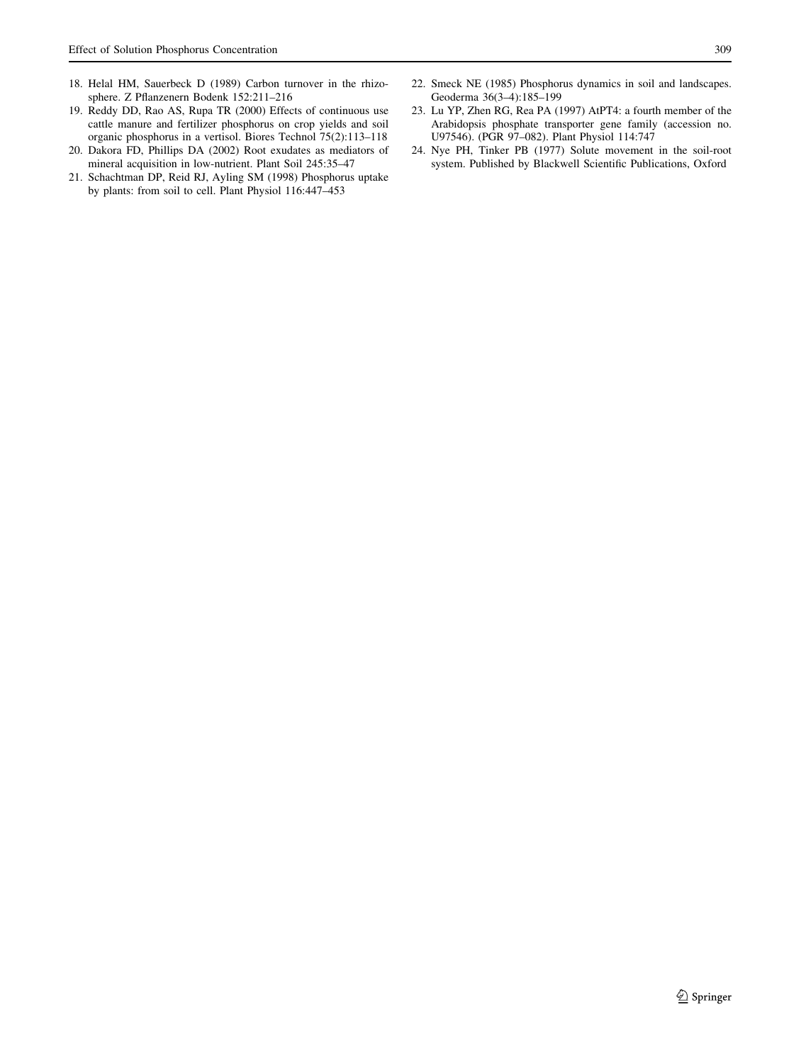18. Helal HM, Sauerbeck D (1989) Carbon turnover in the rhizosphere. Z Pflanzenern Bodenk 152:211–216
19. Reddy DD, Rao AS, Rupa TR (2000) Effects of continuous use cattle manure and fertilizer phosphorus on crop yields and soil organic phosphorus in a vertisol. Biores Technol 75(2):113–118
20. Dakora FD, Phillips DA (2002) Root exudates as mediators of mineral acquisition in low-nutrient. Plant Soil 245:35–47
21. Schachtman DP, Reid RJ, Ayling SM (1998) Phosphorus uptake by plants: from soil to cell. Plant Physiol 116:447–453
22. Smeck NE (1985) Phosphorus dynamics in soil and landscapes. Geoderma 36(3–4):185–199
23. Lu YP, Zhen RG, Rea PA (1997) AtPT4: a fourth member of the Arabidopsis phosphate transporter gene family (accession no. U97546). (PGR 97–082). Plant Physiol 114:747
24. Nye PH, Tinker PB (1977) Solute movement in the soil-root system. Published by Blackwell Scientific Publications, Oxford